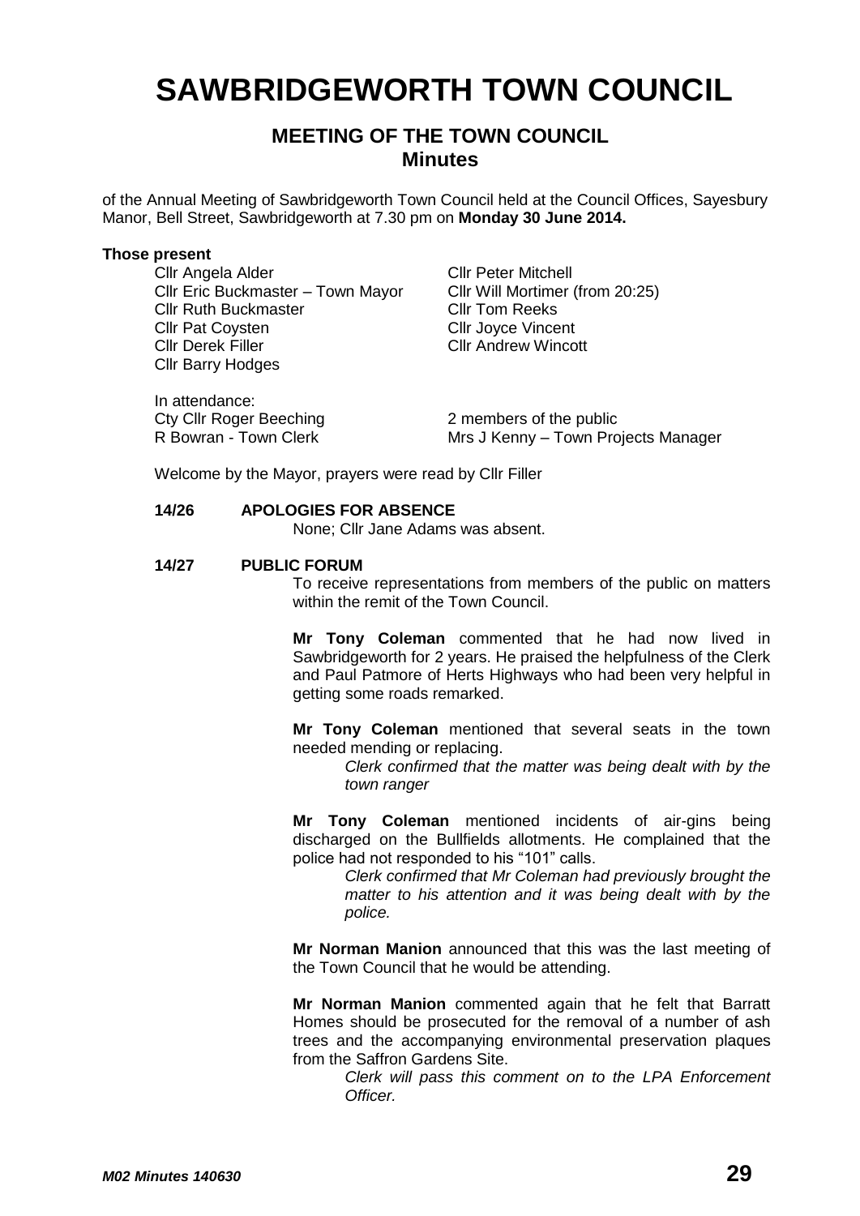# SAWBRIDGEWORTH TOWN COUNCIL

## MEETING OF THE TOWN COUNCIL
## Minutes

of the Annual Meeting of Sawbridgeworth Town Council held at the Council Offices, Sayesbury Manor, Bell Street, Sawbridgeworth at 7.30 pm on **Monday 30 June 2014.**

**Those present**

Cllr Angela Alder
Cllr Eric Buckmaster – Town Mayor
Cllr Ruth Buckmaster
Cllr Pat Coysten
Cllr Derek Filler
Cllr Barry Hodges
Cllr Peter Mitchell
Cllr Will Mortimer (from 20:25)
Cllr Tom Reeks
Cllr Joyce Vincent
Cllr Andrew Wincott

In attendance:
Cty Cllr Roger Beeching
R Bowran - Town Clerk
2 members of the public
Mrs J Kenny – Town Projects Manager

Welcome by the Mayor, prayers were read by Cllr Filler

**14/26 APOLOGIES FOR ABSENCE**

None; Cllr Jane Adams was absent.

**14/27 PUBLIC FORUM**

To receive representations from members of the public on matters within the remit of the Town Council.

**Mr Tony Coleman** commented that he had now lived in Sawbridgeworth for 2 years. He praised the helpfulness of the Clerk and Paul Patmore of Herts Highways who had been very helpful in getting some roads remarked.

**Mr Tony Coleman** mentioned that several seats in the town needed mending or replacing.

> *Clerk confirmed that the matter was being dealt with by the town ranger*

**Mr Tony Coleman** mentioned incidents of air-gins being discharged on the Bullfields allotments. He complained that the police had not responded to his "101" calls.

> *Clerk confirmed that Mr Coleman had previously brought the matter to his attention and it was being dealt with by the police.*

**Mr Norman Manion** announced that this was the last meeting of the Town Council that he would be attending.

**Mr Norman Manion** commented again that he felt that Barratt Homes should be prosecuted for the removal of a number of ash trees and the accompanying environmental preservation plaques from the Saffron Gardens Site.

> *Clerk will pass this comment on to the LPA Enforcement Officer.*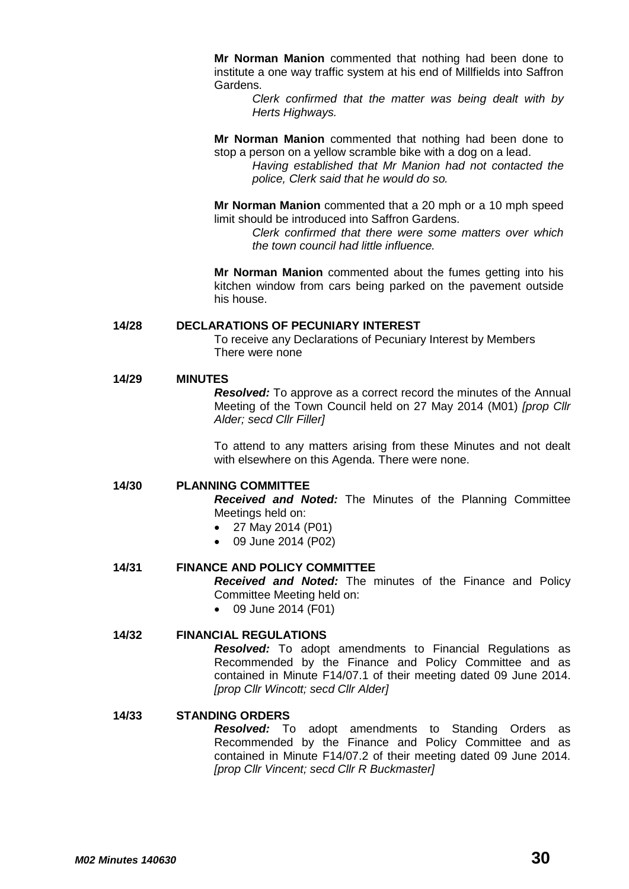**Mr Norman Manion** commented that nothing had been done to institute a one way traffic system at his end of Millfields into Saffron Gardens.

*Clerk confirmed that the matter was being dealt with by Herts Highways.*

**Mr Norman Manion** commented that nothing had been done to stop a person on a yellow scramble bike with a dog on a lead.

*Having established that Mr Manion had not contacted the police, Clerk said that he would do so.*

**Mr Norman Manion** commented that a 20 mph or a 10 mph speed limit should be introduced into Saffron Gardens.

*Clerk confirmed that there were some matters over which the town council had little influence.*

**Mr Norman Manion** commented about the fumes getting into his kitchen window from cars being parked on the pavement outside his house.

**14/28 DECLARATIONS OF PECUNIARY INTEREST**

To receive any Declarations of Pecuniary Interest by Members
There were none

**14/29 MINUTES**

***Resolved:*** To approve as a correct record the minutes of the Annual Meeting of the Town Council held on 27 May 2014 (M01) *[prop Cllr Alder; secd Cllr Filler]*

To attend to any matters arising from these Minutes and not dealt with elsewhere on this Agenda. There were none.

**14/30 PLANNING COMMITTEE**

***Received and Noted:*** The Minutes of the Planning Committee Meetings held on:

- 27 May 2014 (P01)
- 09 June 2014 (P02)

**14/31 FINANCE AND POLICY COMMITTEE**

***Received and Noted:*** The minutes of the Finance and Policy Committee Meeting held on:

- 09 June 2014 (F01)

**14/32 FINANCIAL REGULATIONS**

***Resolved:*** To adopt amendments to Financial Regulations as Recommended by the Finance and Policy Committee and as contained in Minute F14/07.1 of their meeting dated 09 June 2014. *[prop Cllr Wincott; secd Cllr Alder]*

**14/33 STANDING ORDERS**

***Resolved:*** To adopt amendments to Standing Orders as Recommended by the Finance and Policy Committee and as contained in Minute F14/07.2 of their meeting dated 09 June 2014. *[prop Cllr Vincent; secd Cllr R Buckmaster]*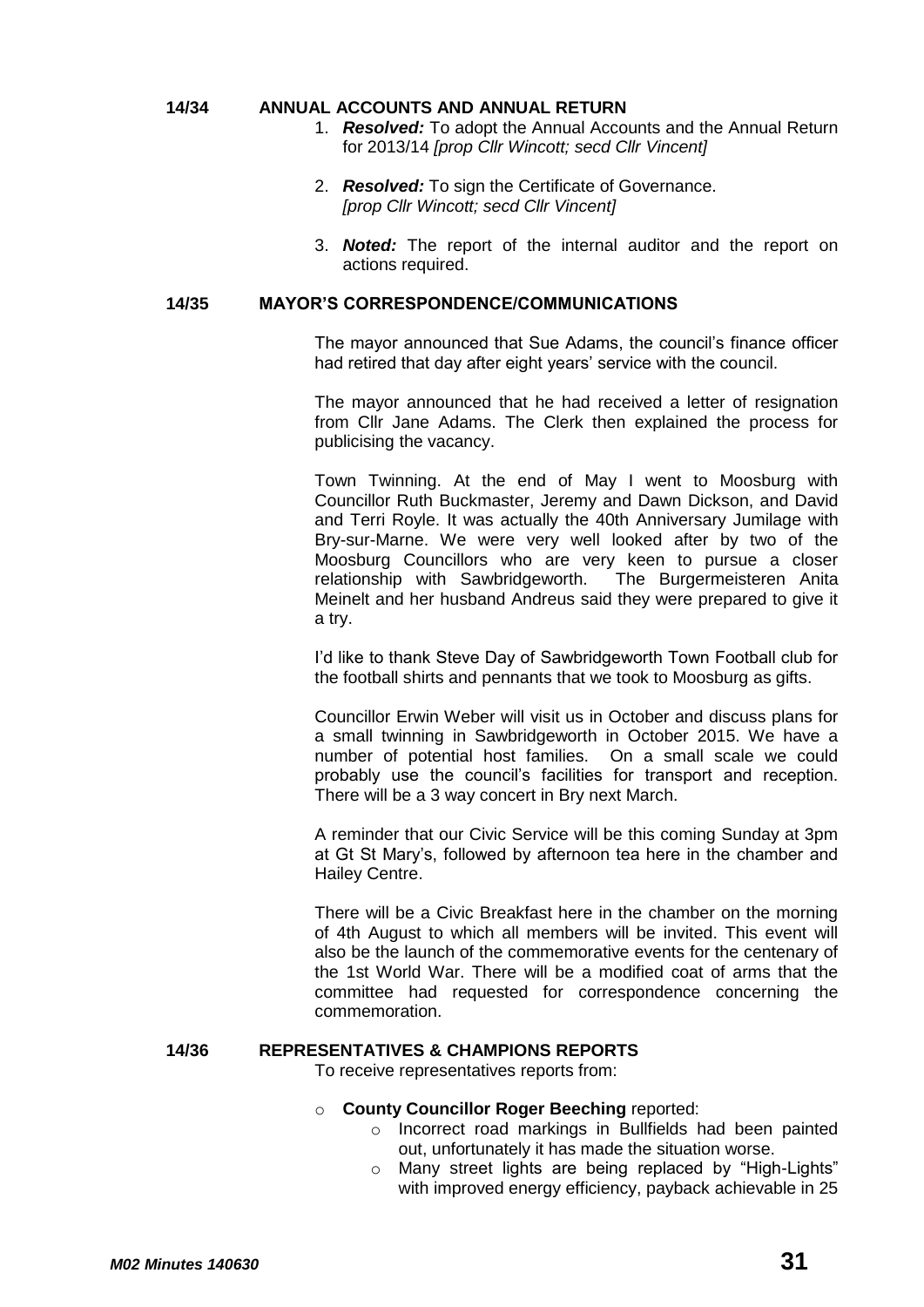## 14/34 ANNUAL ACCOUNTS AND ANNUAL RETURN

1. ***Resolved:*** To adopt the Annual Accounts and the Annual Return for 2013/14 *[prop Cllr Wincott; secd Cllr Vincent]*

2. ***Resolved:*** To sign the Certificate of Governance. *[prop Cllr Wincott; secd Cllr Vincent]*

3. ***Noted:*** The report of the internal auditor and the report on actions required.

## 14/35 MAYOR'S CORRESPONDENCE/COMMUNICATIONS

The mayor announced that Sue Adams, the council's finance officer had retired that day after eight years' service with the council.

The mayor announced that he had received a letter of resignation from Cllr Jane Adams. The Clerk then explained the process for publicising the vacancy.

Town Twinning. At the end of May I went to Moosburg with Councillor Ruth Buckmaster, Jeremy and Dawn Dickson, and David and Terri Royle. It was actually the 40th Anniversary Jumilage with Bry-sur-Marne. We were very well looked after by two of the Moosburg Councillors who are very keen to pursue a closer relationship with Sawbridgeworth. The Burgermeisteren Anita Meinelt and her husband Andreus said they were prepared to give it a try.

I'd like to thank Steve Day of Sawbridgeworth Town Football club for the football shirts and pennants that we took to Moosburg as gifts.

Councillor Erwin Weber will visit us in October and discuss plans for a small twinning in Sawbridgeworth in October 2015. We have a number of potential host families. On a small scale we could probably use the council's facilities for transport and reception. There will be a 3 way concert in Bry next March.

A reminder that our Civic Service will be this coming Sunday at 3pm at Gt St Mary's, followed by afternoon tea here in the chamber and Hailey Centre.

There will be a Civic Breakfast here in the chamber on the morning of 4th August to which all members will be invited. This event will also be the launch of the commemorative events for the centenary of the 1st World War. There will be a modified coat of arms that the committee had requested for correspondence concerning the commemoration.

## 14/36 REPRESENTATIVES & CHAMPIONS REPORTS

To receive representatives reports from:

- **County Councillor Roger Beeching** reported:
  - Incorrect road markings in Bullfields had been painted out, unfortunately it has made the situation worse.
  - Many street lights are being replaced by "High-Lights" with improved energy efficiency, payback achievable in 25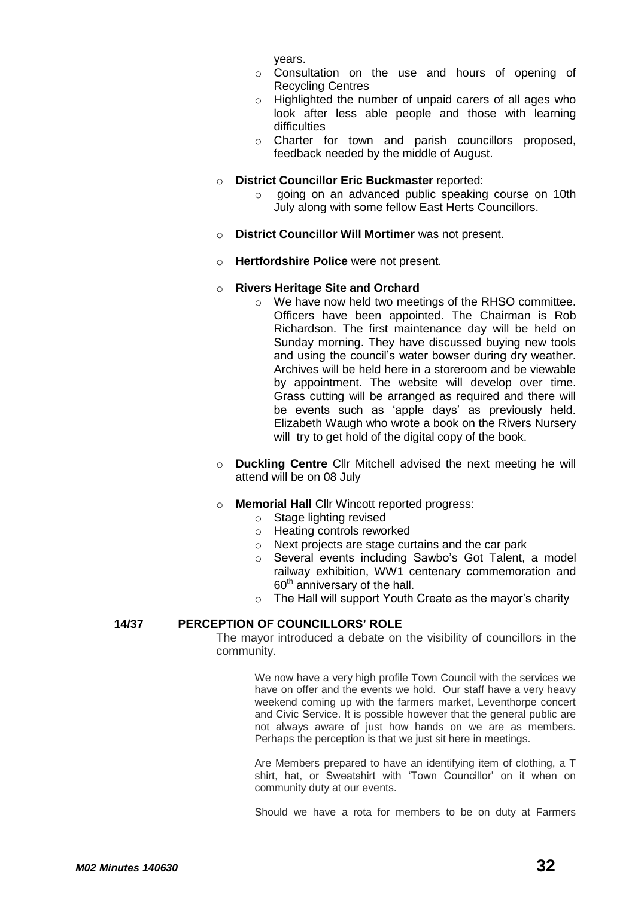years.
    - Consultation on the use and hours of opening of Recycling Centres
    - Highlighted the number of unpaid carers of all ages who look after less able people and those with learning difficulties
    - Charter for town and parish councillors proposed, feedback needed by the middle of August.

- **District Councillor Eric Buckmaster** reported:
    - going on an advanced public speaking course on 10th July along with some fellow East Herts Councillors.

- **District Councillor Will Mortimer** was not present.

- **Hertfordshire Police** were not present.

- **Rivers Heritage Site and Orchard**
    - We have now held two meetings of the RHSO committee. Officers have been appointed. The Chairman is Rob Richardson. The first maintenance day will be held on Sunday morning. They have discussed buying new tools and using the council's water bowser during dry weather. Archives will be held here in a storeroom and be viewable by appointment. The website will develop over time. Grass cutting will be arranged as required and there will be events such as 'apple days' as previously held. Elizabeth Waugh who wrote a book on the Rivers Nursery will try to get hold of the digital copy of the book.

- **Duckling Centre** Cllr Mitchell advised the next meeting he will attend will be on 08 July

- **Memorial Hall** Cllr Wincott reported progress:
    - Stage lighting revised
    - Heating controls reworked
    - Next projects are stage curtains and the car park
    - Several events including Sawbo's Got Talent, a model railway exhibition, WW1 centenary commemoration and 60th anniversary of the hall.
    - The Hall will support Youth Create as the mayor's charity

## 14/37 PERCEPTION OF COUNCILLORS' ROLE

The mayor introduced a debate on the visibility of councillors in the community.

> We now have a very high profile Town Council with the services we have on offer and the events we hold. Our staff have a very heavy weekend coming up with the farmers market, Leventhorpe concert and Civic Service. It is possible however that the general public are not always aware of just how hands on we are as members. Perhaps the perception is that we just sit here in meetings.
>
> Are Members prepared to have an identifying item of clothing, a T shirt, hat, or Sweatshirt with 'Town Councillor' on it when on community duty at our events.
>
> Should we have a rota for members to be on duty at Farmers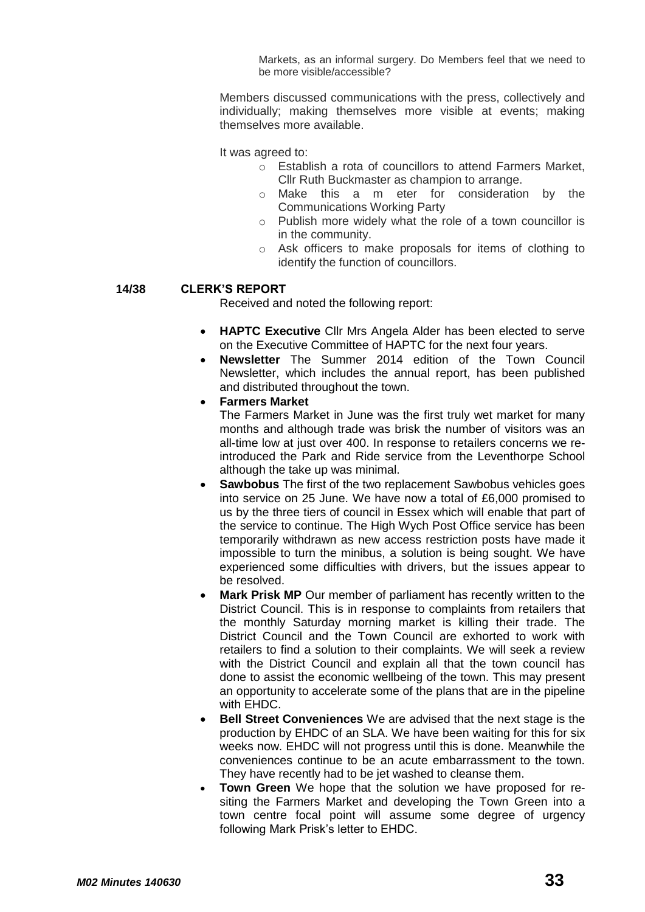Markets, as an informal surgery. Do Members feel that we need to be more visible/accessible?

Members discussed communications with the press, collectively and individually; making themselves more visible at events; making themselves more available.

It was agreed to:

- Establish a rota of councillors to attend Farmers Market, Cllr Ruth Buckmaster as champion to arrange.
- Make this a m eter for consideration by the Communications Working Party
- Publish more widely what the role of a town councillor is in the community.
- Ask officers to make proposals for items of clothing to identify the function of councillors.

**14/38 CLERK'S REPORT**

Received and noted the following report:

- **HAPTC Executive** Cllr Mrs Angela Alder has been elected to serve on the Executive Committee of HAPTC for the next four years.
- **Newsletter** The Summer 2014 edition of the Town Council Newsletter, which includes the annual report, has been published and distributed throughout the town.
- **Farmers Market**
  The Farmers Market in June was the first truly wet market for many months and although trade was brisk the number of visitors was an all-time low at just over 400. In response to retailers concerns we re-introduced the Park and Ride service from the Leventhorpe School although the take up was minimal.
- **Sawbobus** The first of the two replacement Sawbobus vehicles goes into service on 25 June. We have now a total of £6,000 promised to us by the three tiers of council in Essex which will enable that part of the service to continue. The High Wych Post Office service has been temporarily withdrawn as new access restriction posts have made it impossible to turn the minibus, a solution is being sought. We have experienced some difficulties with drivers, but the issues appear to be resolved.
- **Mark Prisk MP** Our member of parliament has recently written to the District Council. This is in response to complaints from retailers that the monthly Saturday morning market is killing their trade. The District Council and the Town Council are exhorted to work with retailers to find a solution to their complaints. We will seek a review with the District Council and explain all that the town council has done to assist the economic wellbeing of the town. This may present an opportunity to accelerate some of the plans that are in the pipeline with EHDC.
- **Bell Street Conveniences** We are advised that the next stage is the production by EHDC of an SLA. We have been waiting for this for six weeks now. EHDC will not progress until this is done. Meanwhile the conveniences continue to be an acute embarrassment to the town. They have recently had to be jet washed to cleanse them.
- **Town Green** We hope that the solution we have proposed for re-siting the Farmers Market and developing the Town Green into a town centre focal point will assume some degree of urgency following Mark Prisk's letter to EHDC.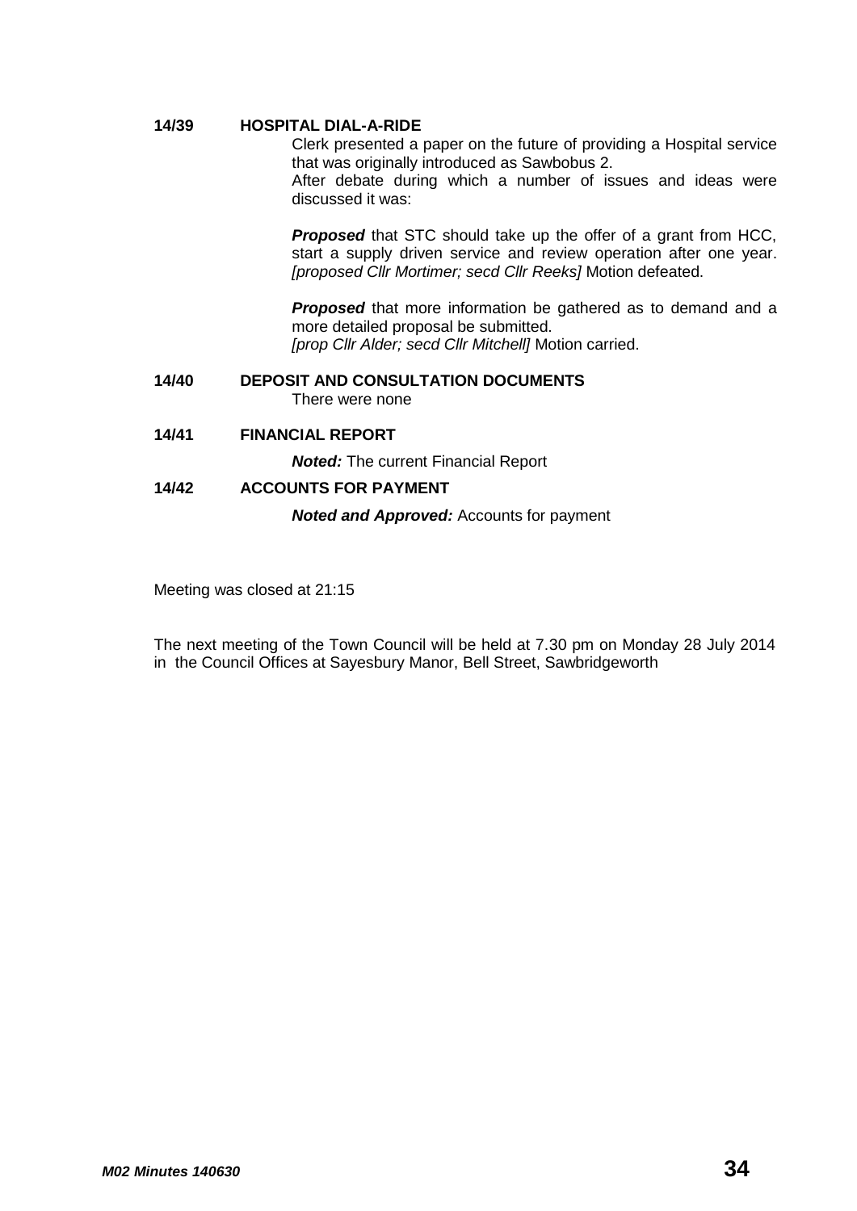**14/39 HOSPITAL DIAL-A-RIDE**

Clerk presented a paper on the future of providing a Hospital service that was originally introduced as Sawbobus 2.

After debate during which a number of issues and ideas were discussed it was:

***Proposed*** that STC should take up the offer of a grant from HCC, start a supply driven service and review operation after one year. *[proposed Cllr Mortimer; secd Cllr Reeks]* Motion defeated.

***Proposed*** that more information be gathered as to demand and a more detailed proposal be submitted.
*[prop Cllr Alder; secd Cllr Mitchell]* Motion carried.

**14/40 DEPOSIT AND CONSULTATION DOCUMENTS**

There were none

**14/41 FINANCIAL REPORT**

***Noted:*** The current Financial Report

**14/42 ACCOUNTS FOR PAYMENT**

***Noted and Approved:*** Accounts for payment

Meeting was closed at 21:15

The next meeting of the Town Council will be held at 7.30 pm on Monday 28 July 2014 in the Council Offices at Sayesbury Manor, Bell Street, Sawbridgeworth